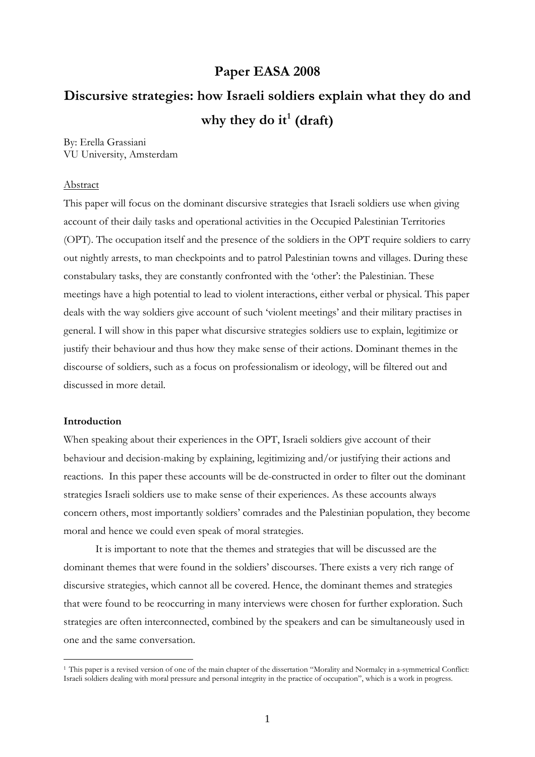# Paper EASA 2008

# Discursive strategies: how Israeli soldiers explain what they do and why they do it[1] (draft)

By: Erella Grassiani
VU University, Amsterdam

Abstract

This paper will focus on the dominant discursive strategies that Israeli soldiers use when giving account of their daily tasks and operational activities in the Occupied Palestinian Territories (OPT). The occupation itself and the presence of the soldiers in the OPT require soldiers to carry out nightly arrests, to man checkpoints and to patrol Palestinian towns and villages. During these constabulary tasks, they are constantly confronted with the 'other': the Palestinian. These meetings have a high potential to lead to violent interactions, either verbal or physical. This paper deals with the way soldiers give account of such 'violent meetings' and their military practises in general. I will show in this paper what discursive strategies soldiers use to explain, legitimize or justify their behaviour and thus how they make sense of their actions. Dominant themes in the discourse of soldiers, such as a focus on professionalism or ideology, will be filtered out and discussed in more detail.

## Introduction

When speaking about their experiences in the OPT, Israeli soldiers give account of their behaviour and decision-making by explaining, legitimizing and/or justifying their actions and reactions. In this paper these accounts will be de-constructed in order to filter out the dominant strategies Israeli soldiers use to make sense of their experiences. As these accounts always concern others, most importantly soldiers' comrades and the Palestinian population, they become moral and hence we could even speak of moral strategies.

It is important to note that the themes and strategies that will be discussed are the dominant themes that were found in the soldiers' discourses. There exists a very rich range of discursive strategies, which cannot all be covered. Hence, the dominant themes and strategies that were found to be reoccurring in many interviews were chosen for further exploration. Such strategies are often interconnected, combined by the speakers and can be simultaneously used in one and the same conversation.

[1] This paper is a revised version of one of the main chapter of the dissertation "Morality and Normalcy in a-symmetrical Conflict: Israeli soldiers dealing with moral pressure and personal integrity in the practice of occupation", which is a work in progress.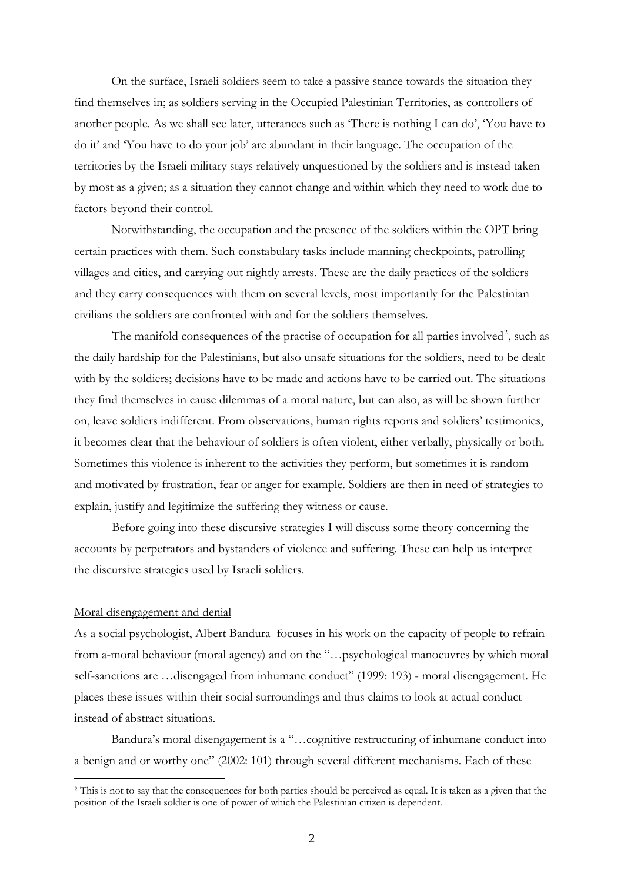On the surface, Israeli soldiers seem to take a passive stance towards the situation they find themselves in; as soldiers serving in the Occupied Palestinian Territories, as controllers of another people. As we shall see later, utterances such as 'There is nothing I can do', 'You have to do it' and 'You have to do your job' are abundant in their language. The occupation of the territories by the Israeli military stays relatively unquestioned by the soldiers and is instead taken by most as a given; as a situation they cannot change and within which they need to work due to factors beyond their control.

Notwithstanding, the occupation and the presence of the soldiers within the OPT bring certain practices with them. Such constabulary tasks include manning checkpoints, patrolling villages and cities, and carrying out nightly arrests. These are the daily practices of the soldiers and they carry consequences with them on several levels, most importantly for the Palestinian civilians the soldiers are confronted with and for the soldiers themselves.

The manifold consequences of the practise of occupation for all parties involved[2], such as the daily hardship for the Palestinians, but also unsafe situations for the soldiers, need to be dealt with by the soldiers; decisions have to be made and actions have to be carried out. The situations they find themselves in cause dilemmas of a moral nature, but can also, as will be shown further on, leave soldiers indifferent. From observations, human rights reports and soldiers' testimonies, it becomes clear that the behaviour of soldiers is often violent, either verbally, physically or both. Sometimes this violence is inherent to the activities they perform, but sometimes it is random and motivated by frustration, fear or anger for example. Soldiers are then in need of strategies to explain, justify and legitimize the suffering they witness or cause.

Before going into these discursive strategies I will discuss some theory concerning the accounts by perpetrators and bystanders of violence and suffering. These can help us interpret the discursive strategies used by Israeli soldiers.

## Moral disengagement and denial

As a social psychologist, Albert Bandura focuses in his work on the capacity of people to refrain from a-moral behaviour (moral agency) and on the "…psychological manoeuvres by which moral self-sanctions are …disengaged from inhumane conduct" (1999: 193) - moral disengagement. He places these issues within their social surroundings and thus claims to look at actual conduct instead of abstract situations.

Bandura's moral disengagement is a "…cognitive restructuring of inhumane conduct into a benign and or worthy one" (2002: 101) through several different mechanisms. Each of these

[2] This is not to say that the consequences for both parties should be perceived as equal. It is taken as a given that the position of the Israeli soldier is one of power of which the Palestinian citizen is dependent.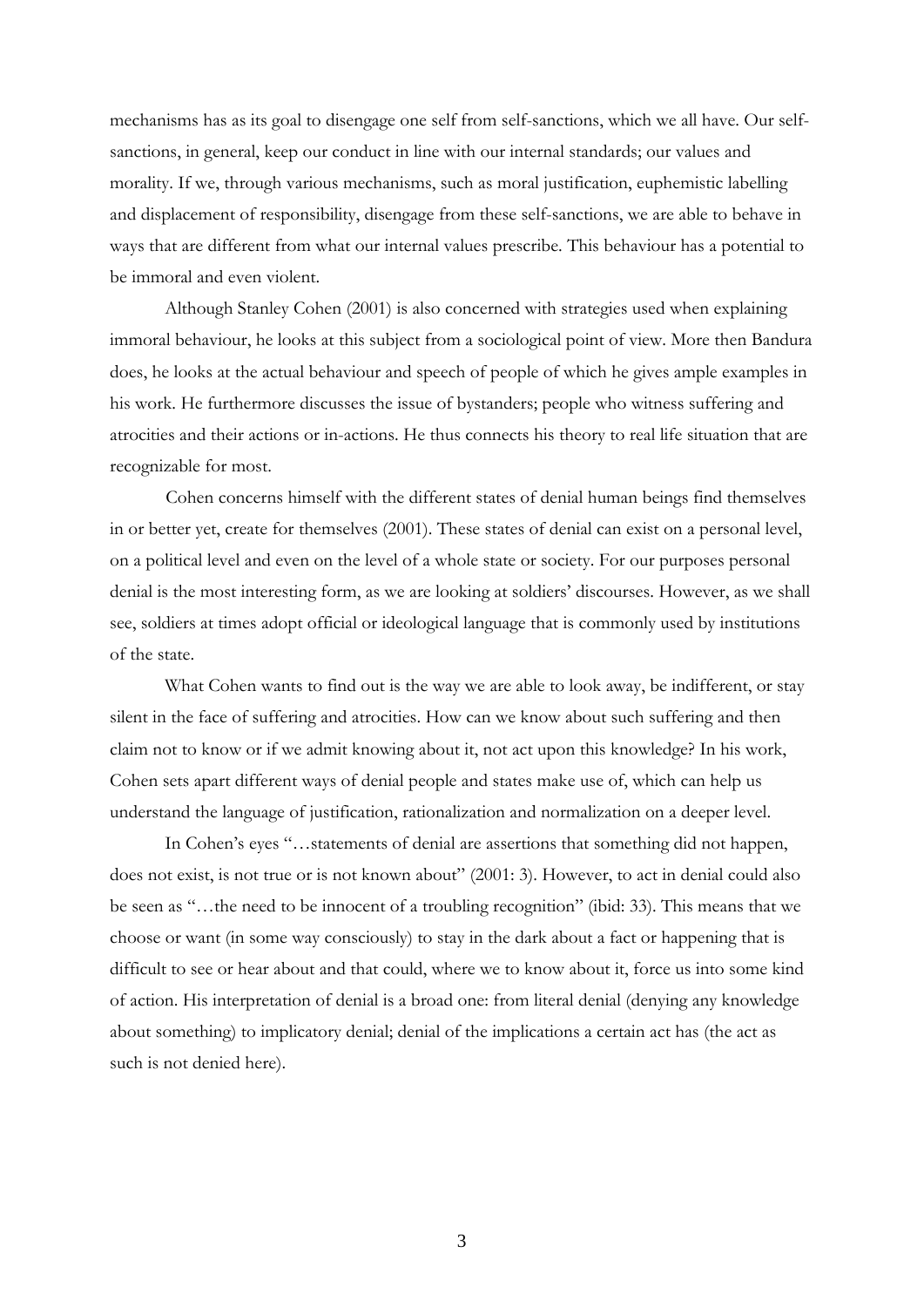mechanisms has as its goal to disengage one self from self-sanctions, which we all have. Our self-sanctions, in general, keep our conduct in line with our internal standards; our values and morality. If we, through various mechanisms, such as moral justification, euphemistic labelling and displacement of responsibility, disengage from these self-sanctions, we are able to behave in ways that are different from what our internal values prescribe. This behaviour has a potential to be immoral and even violent.

Although Stanley Cohen (2001) is also concerned with strategies used when explaining immoral behaviour, he looks at this subject from a sociological point of view. More then Bandura does, he looks at the actual behaviour and speech of people of which he gives ample examples in his work. He furthermore discusses the issue of bystanders; people who witness suffering and atrocities and their actions or in-actions. He thus connects his theory to real life situation that are recognizable for most.

Cohen concerns himself with the different states of denial human beings find themselves in or better yet, create for themselves (2001). These states of denial can exist on a personal level, on a political level and even on the level of a whole state or society. For our purposes personal denial is the most interesting form, as we are looking at soldiers' discourses. However, as we shall see, soldiers at times adopt official or ideological language that is commonly used by institutions of the state.

What Cohen wants to find out is the way we are able to look away, be indifferent, or stay silent in the face of suffering and atrocities. How can we know about such suffering and then claim not to know or if we admit knowing about it, not act upon this knowledge? In his work, Cohen sets apart different ways of denial people and states make use of, which can help us understand the language of justification, rationalization and normalization on a deeper level.

In Cohen's eyes "…statements of denial are assertions that something did not happen, does not exist, is not true or is not known about" (2001: 3). However, to act in denial could also be seen as "…the need to be innocent of a troubling recognition" (ibid: 33). This means that we choose or want (in some way consciously) to stay in the dark about a fact or happening that is difficult to see or hear about and that could, where we to know about it, force us into some kind of action. His interpretation of denial is a broad one: from literal denial (denying any knowledge about something) to implicatory denial; denial of the implications a certain act has (the act as such is not denied here).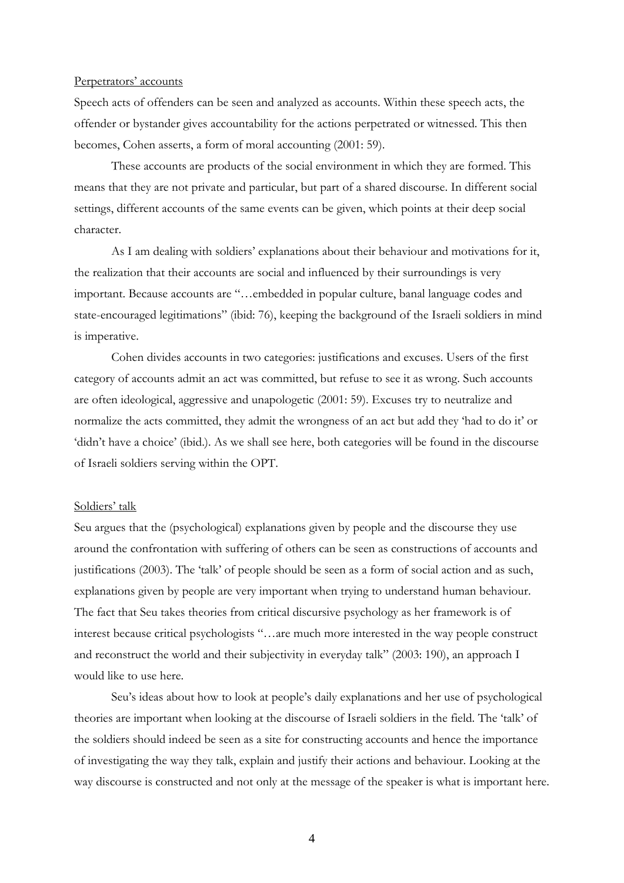Perpetrators' accounts

Speech acts of offenders can be seen and analyzed as accounts. Within these speech acts, the offender or bystander gives accountability for the actions perpetrated or witnessed. This then becomes, Cohen asserts, a form of moral accounting (2001: 59).

These accounts are products of the social environment in which they are formed. This means that they are not private and particular, but part of a shared discourse. In different social settings, different accounts of the same events can be given, which points at their deep social character.

As I am dealing with soldiers' explanations about their behaviour and motivations for it, the realization that their accounts are social and influenced by their surroundings is very important. Because accounts are "…embedded in popular culture, banal language codes and state-encouraged legitimations" (ibid: 76), keeping the background of the Israeli soldiers in mind is imperative.

Cohen divides accounts in two categories: justifications and excuses. Users of the first category of accounts admit an act was committed, but refuse to see it as wrong. Such accounts are often ideological, aggressive and unapologetic (2001: 59). Excuses try to neutralize and normalize the acts committed, they admit the wrongness of an act but add they 'had to do it' or 'didn't have a choice' (ibid.). As we shall see here, both categories will be found in the discourse of Israeli soldiers serving within the OPT.

Soldiers' talk

Seu argues that the (psychological) explanations given by people and the discourse they use around the confrontation with suffering of others can be seen as constructions of accounts and justifications (2003). The 'talk' of people should be seen as a form of social action and as such, explanations given by people are very important when trying to understand human behaviour. The fact that Seu takes theories from critical discursive psychology as her framework is of interest because critical psychologists "…are much more interested in the way people construct and reconstruct the world and their subjectivity in everyday talk" (2003: 190), an approach I would like to use here.

Seu's ideas about how to look at people's daily explanations and her use of psychological theories are important when looking at the discourse of Israeli soldiers in the field. The 'talk' of the soldiers should indeed be seen as a site for constructing accounts and hence the importance of investigating the way they talk, explain and justify their actions and behaviour. Looking at the way discourse is constructed and not only at the message of the speaker is what is important here.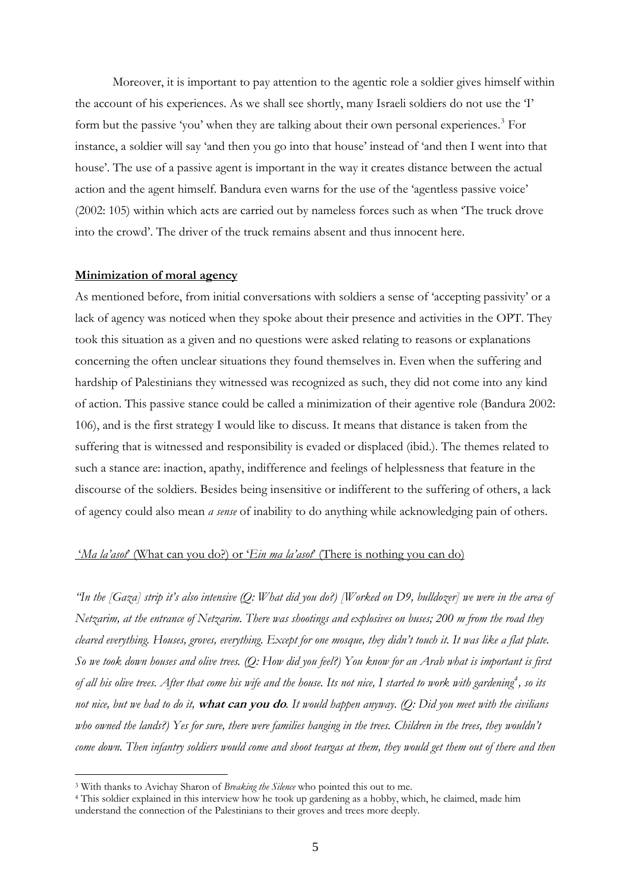Moreover, it is important to pay attention to the agentic role a soldier gives himself within the account of his experiences. As we shall see shortly, many Israeli soldiers do not use the 'I' form but the passive 'you' when they are talking about their own personal experiences.[3] For instance, a soldier will say 'and then you go into that house' instead of 'and then I went into that house'. The use of a passive agent is important in the way it creates distance between the actual action and the agent himself. Bandura even warns for the use of the 'agentless passive voice' (2002: 105) within which acts are carried out by nameless forces such as when 'The truck drove into the crowd'. The driver of the truck remains absent and thus innocent here.

## Minimization of moral agency

As mentioned before, from initial conversations with soldiers a sense of 'accepting passivity' or a lack of agency was noticed when they spoke about their presence and activities in the OPT. They took this situation as a given and no questions were asked relating to reasons or explanations concerning the often unclear situations they found themselves in. Even when the suffering and hardship of Palestinians they witnessed was recognized as such, they did not come into any kind of action. This passive stance could be called a minimization of their agentive role (Bandura 2002: 106), and is the first strategy I would like to discuss. It means that distance is taken from the suffering that is witnessed and responsibility is evaded or displaced (ibid.). The themes related to such a stance are: inaction, apathy, indifference and feelings of helplessness that feature in the discourse of the soldiers. Besides being insensitive or indifferent to the suffering of others, a lack of agency could also mean *a sense* of inability to do anything while acknowledging pain of others.

### '*Ma la'asot*' (What can you do?) or '*Ein ma la'asot*' (There is nothing you can do)

*"In the [Gaza] strip it's also intensive (Q: What did you do?) [Worked on D9, bulldozer] we were in the area of Netzarim, at the entrance of Netzarim. There was shootings and explosives on buses; 200 m from the road they cleared everything. Houses, groves, everything. Except for one mosque, they didn't touch it. It was like a flat plate. So we took down houses and olive trees. (Q: How did you feel?) You know for an Arab what is important is first of all his olive trees. After that come his wife and the house. Its not nice, I started to work with gardening[4], so its not nice, but we had to do it,* ***what can you do****. It would happen anyway. (Q: Did you meet with the civilians who owned the lands?) Yes for sure, there were families hanging in the trees. Children in the trees, they wouldn't come down. Then infantry soldiers would come and shoot teargas at them, they would get them out of there and then*

[3] With thanks to Avichay Sharon of *Breaking the Silence* who pointed this out to me.

[4] This soldier explained in this interview how he took up gardening as a hobby, which, he claimed, made him understand the connection of the Palestinians to their groves and trees more deeply.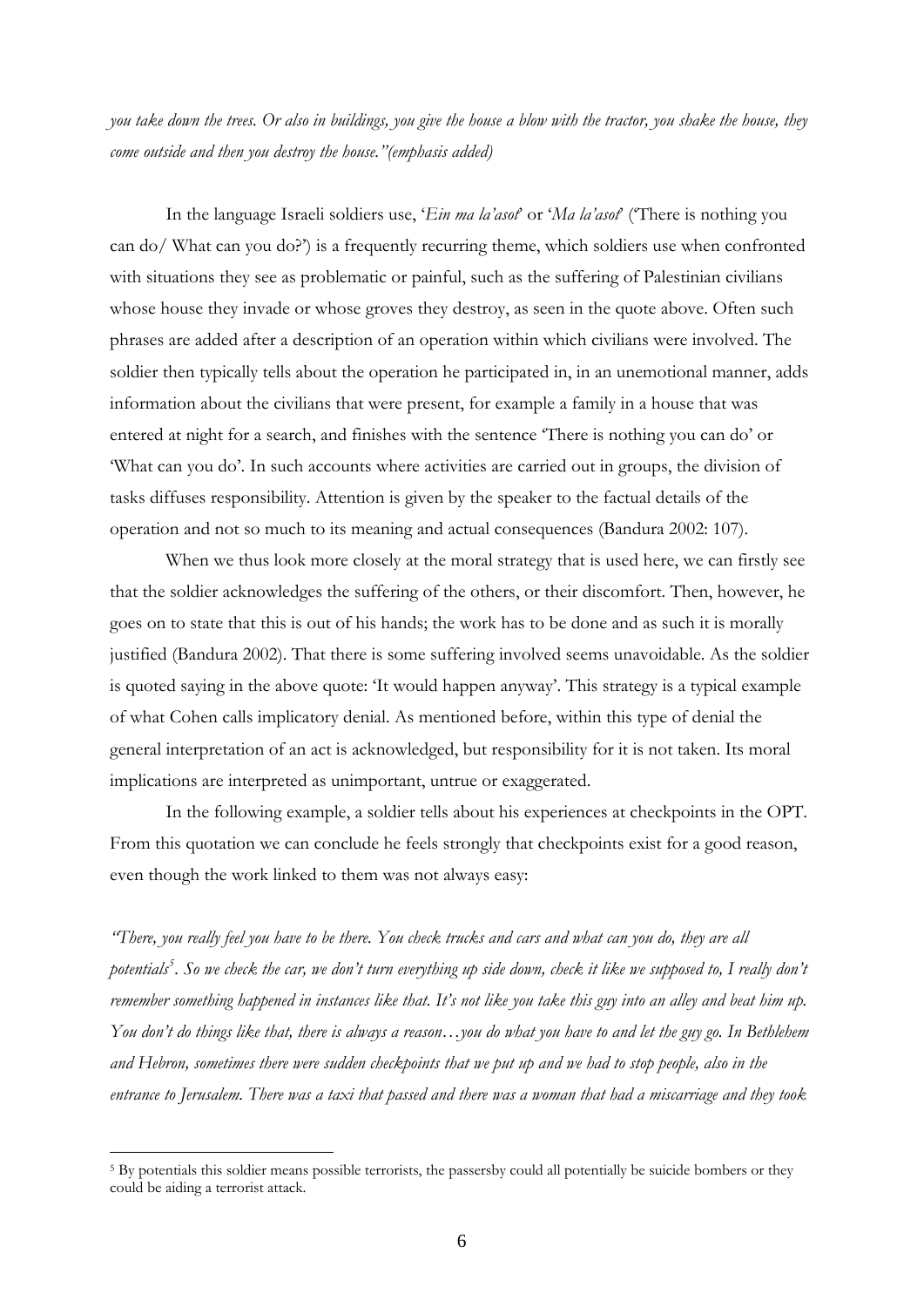*you take down the trees. Or also in buildings, you give the house a blow with the tractor, you shake the house, they come outside and then you destroy the house."(emphasis added)*

In the language Israeli soldiers use, '*Ein ma la'asot*' or '*Ma la'asot*' ('There is nothing you can do/ What can you do?') is a frequently recurring theme, which soldiers use when confronted with situations they see as problematic or painful, such as the suffering of Palestinian civilians whose house they invade or whose groves they destroy, as seen in the quote above. Often such phrases are added after a description of an operation within which civilians were involved. The soldier then typically tells about the operation he participated in, in an unemotional manner, adds information about the civilians that were present, for example a family in a house that was entered at night for a search, and finishes with the sentence 'There is nothing you can do' or 'What can you do'. In such accounts where activities are carried out in groups, the division of tasks diffuses responsibility. Attention is given by the speaker to the factual details of the operation and not so much to its meaning and actual consequences (Bandura 2002: 107).

When we thus look more closely at the moral strategy that is used here, we can firstly see that the soldier acknowledges the suffering of the others, or their discomfort. Then, however, he goes on to state that this is out of his hands; the work has to be done and as such it is morally justified (Bandura 2002). That there is some suffering involved seems unavoidable. As the soldier is quoted saying in the above quote: 'It would happen anyway'. This strategy is a typical example of what Cohen calls implicatory denial. As mentioned before, within this type of denial the general interpretation of an act is acknowledged, but responsibility for it is not taken. Its moral implications are interpreted as unimportant, untrue or exaggerated.

In the following example, a soldier tells about his experiences at checkpoints in the OPT. From this quotation we can conclude he feels strongly that checkpoints exist for a good reason, even though the work linked to them was not always easy:

*"There, you really feel you have to be there. You check trucks and cars and what can you do, they are all potentials[5]. So we check the car, we don't turn everything up side down, check it like we supposed to, I really don't remember something happened in instances like that. It's not like you take this guy into an alley and beat him up. You don't do things like that, there is always a reason…you do what you have to and let the guy go. In Bethlehem and Hebron, sometimes there were sudden checkpoints that we put up and we had to stop people, also in the entrance to Jerusalem. There was a taxi that passed and there was a woman that had a miscarriage and they took*

---

[5] By potentials this soldier means possible terrorists, the passersby could all potentially be suicide bombers or they could be aiding a terrorist attack.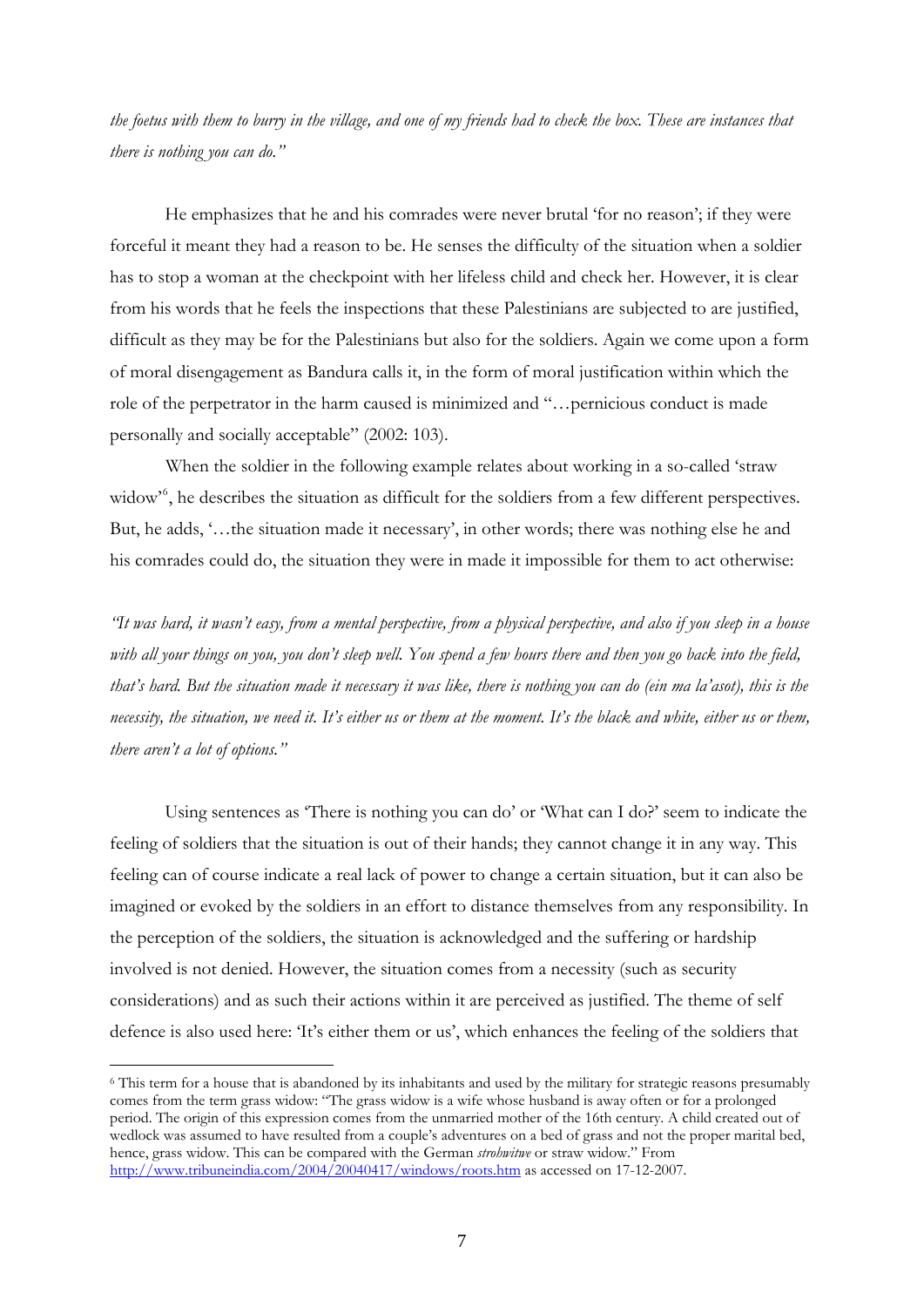*the foetus with them to burry in the village, and one of my friends had to check the box. These are instances that there is nothing you can do."*

He emphasizes that he and his comrades were never brutal 'for no reason'; if they were forceful it meant they had a reason to be. He senses the difficulty of the situation when a soldier has to stop a woman at the checkpoint with her lifeless child and check her. However, it is clear from his words that he feels the inspections that these Palestinians are subjected to are justified, difficult as they may be for the Palestinians but also for the soldiers. Again we come upon a form of moral disengagement as Bandura calls it, in the form of moral justification within which the role of the perpetrator in the harm caused is minimized and "…pernicious conduct is made personally and socially acceptable" (2002: 103).

When the soldier in the following example relates about working in a so-called 'straw widow'[6], he describes the situation as difficult for the soldiers from a few different perspectives. But, he adds, '…the situation made it necessary', in other words; there was nothing else he and his comrades could do, the situation they were in made it impossible for them to act otherwise:

*"It was hard, it wasn't easy, from a mental perspective, from a physical perspective, and also if you sleep in a house with all your things on you, you don't sleep well. You spend a few hours there and then you go back into the field, that's hard. But the situation made it necessary it was like, there is nothing you can do (ein ma la'asot), this is the necessity, the situation, we need it. It's either us or them at the moment. It's the black and white, either us or them, there aren't a lot of options."*

Using sentences as 'There is nothing you can do' or 'What can I do?' seem to indicate the feeling of soldiers that the situation is out of their hands; they cannot change it in any way. This feeling can of course indicate a real lack of power to change a certain situation, but it can also be imagined or evoked by the soldiers in an effort to distance themselves from any responsibility. In the perception of the soldiers, the situation is acknowledged and the suffering or hardship involved is not denied. However, the situation comes from a necessity (such as security considerations) and as such their actions within it are perceived as justified. The theme of self defence is also used here: 'It's either them or us', which enhances the feeling of the soldiers that

---

[6] This term for a house that is abandoned by its inhabitants and used by the military for strategic reasons presumably comes from the term grass widow: "The grass widow is a wife whose husband is away often or for a prolonged period. The origin of this expression comes from the unmarried mother of the 16th century. A child created out of wedlock was assumed to have resulted from a couple's adventures on a bed of grass and not the proper marital bed, hence, grass widow. This can be compared with the German *strohwitwe* or straw widow." From http://www.tribuneindia.com/2004/20040417/windows/roots.htm as accessed on 17-12-2007.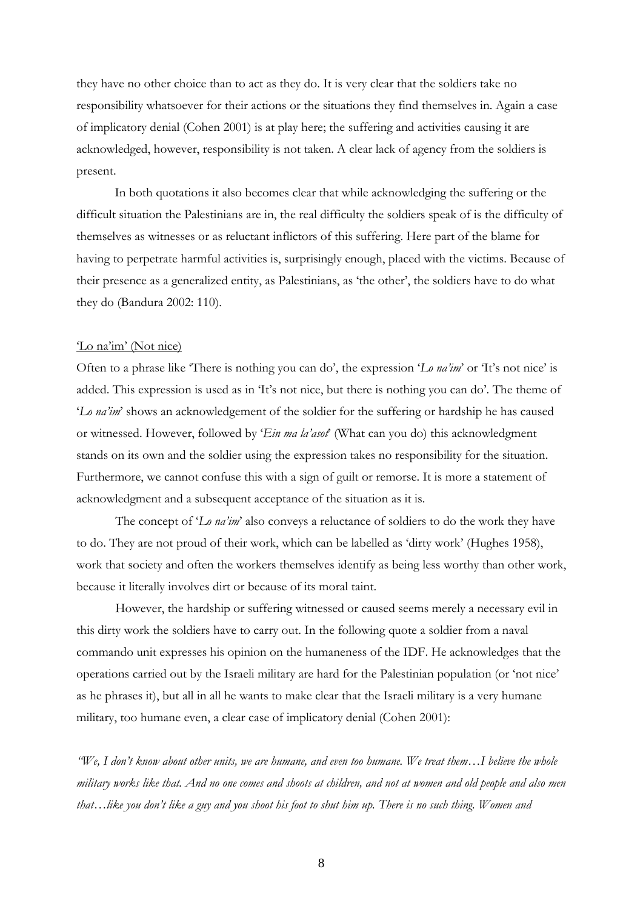they have no other choice than to act as they do. It is very clear that the soldiers take no responsibility whatsoever for their actions or the situations they find themselves in. Again a case of implicatory denial (Cohen 2001) is at play here; the suffering and activities causing it are acknowledged, however, responsibility is not taken. A clear lack of agency from the soldiers is present.

In both quotations it also becomes clear that while acknowledging the suffering or the difficult situation the Palestinians are in, the real difficulty the soldiers speak of is the difficulty of themselves as witnesses or as reluctant inflictors of this suffering. Here part of the blame for having to perpetrate harmful activities is, surprisingly enough, placed with the victims. Because of their presence as a generalized entity, as Palestinians, as 'the other', the soldiers have to do what they do (Bandura 2002: 110).

<u>'Lo na'im' (Not nice)</u>

Often to a phrase like 'There is nothing you can do', the expression '*Lo na'im*' or 'It's not nice' is added. This expression is used as in 'It's not nice, but there is nothing you can do'. The theme of '*Lo na'im*' shows an acknowledgement of the soldier for the suffering or hardship he has caused or witnessed. However, followed by '*Ein ma la'asot*' (What can you do) this acknowledgment stands on its own and the soldier using the expression takes no responsibility for the situation. Furthermore, we cannot confuse this with a sign of guilt or remorse. It is more a statement of acknowledgment and a subsequent acceptance of the situation as it is.

The concept of '*Lo na'im*' also conveys a reluctance of soldiers to do the work they have to do. They are not proud of their work, which can be labelled as 'dirty work' (Hughes 1958), work that society and often the workers themselves identify as being less worthy than other work, because it literally involves dirt or because of its moral taint.

However, the hardship or suffering witnessed or caused seems merely a necessary evil in this dirty work the soldiers have to carry out. In the following quote a soldier from a naval commando unit expresses his opinion on the humaneness of the IDF. He acknowledges that the operations carried out by the Israeli military are hard for the Palestinian population (or 'not nice' as he phrases it), but all in all he wants to make clear that the Israeli military is a very humane military, too humane even, a clear case of implicatory denial (Cohen 2001):

*"We, I don't know about other units, we are humane, and even too humane. We treat them…I believe the whole military works like that. And no one comes and shoots at children, and not at women and old people and also men that…like you don't like a guy and you shoot his foot to shut him up. There is no such thing. Women and*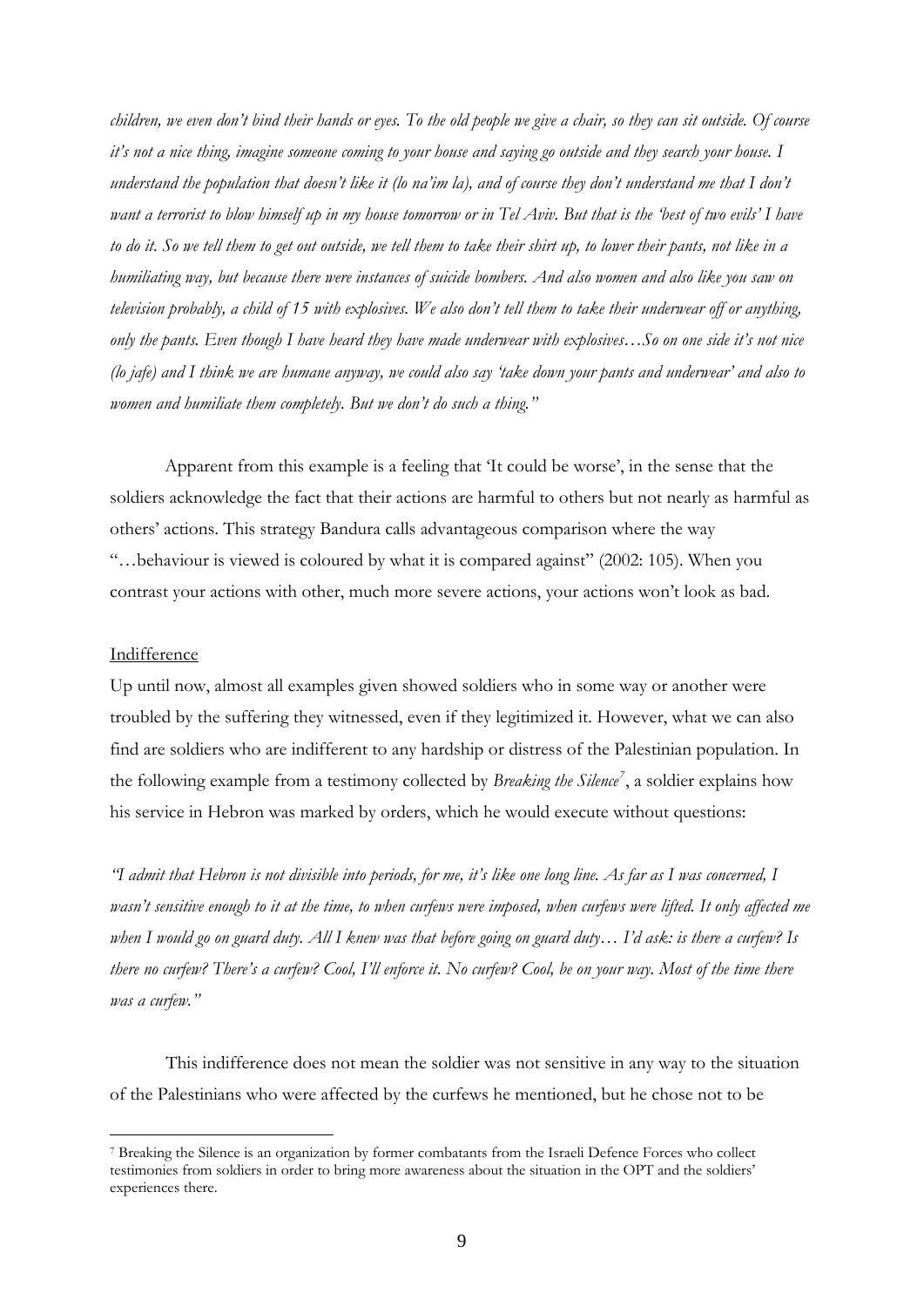*children, we even don't bind their hands or eyes. To the old people we give a chair, so they can sit outside. Of course it's not a nice thing, imagine someone coming to your house and saying go outside and they search your house. I understand the population that doesn't like it (lo na'im la), and of course they don't understand me that I don't want a terrorist to blow himself up in my house tomorrow or in Tel Aviv. But that is the 'best of two evils' I have to do it. So we tell them to get out outside, we tell them to take their shirt up, to lower their pants, not like in a humiliating way, but because there were instances of suicide bombers. And also women and also like you saw on television probably, a child of 15 with explosives. We also don't tell them to take their underwear off or anything, only the pants. Even though I have heard they have made underwear with explosives…So on one side it's not nice (lo jafe) and I think we are humane anyway, we could also say 'take down your pants and underwear' and also to women and humiliate them completely. But we don't do such a thing."*

Apparent from this example is a feeling that 'It could be worse', in the sense that the soldiers acknowledge the fact that their actions are harmful to others but not nearly as harmful as others' actions. This strategy Bandura calls advantageous comparison where the way "…behaviour is viewed is coloured by what it is compared against" (2002: 105). When you contrast your actions with other, much more severe actions, your actions won't look as bad.

<u>Indifference</u>

Up until now, almost all examples given showed soldiers who in some way or another were troubled by the suffering they witnessed, even if they legitimized it. However, what we can also find are soldiers who are indifferent to any hardship or distress of the Palestinian population. In the following example from a testimony collected by *Breaking the Silence*[7], a soldier explains how his service in Hebron was marked by orders, which he would execute without questions:

*"I admit that Hebron is not divisible into periods, for me, it's like one long line. As far as I was concerned, I wasn't sensitive enough to it at the time, to when curfews were imposed, when curfews were lifted. It only affected me when I would go on guard duty. All I knew was that before going on guard duty… I'd ask: is there a curfew? Is there no curfew? There's a curfew? Cool, I'll enforce it. No curfew? Cool, be on your way. Most of the time there was a curfew."*

This indifference does not mean the soldier was not sensitive in any way to the situation of the Palestinians who were affected by the curfews he mentioned, but he chose not to be

[7] Breaking the Silence is an organization by former combatants from the Israeli Defence Forces who collect testimonies from soldiers in order to bring more awareness about the situation in the OPT and the soldiers' experiences there.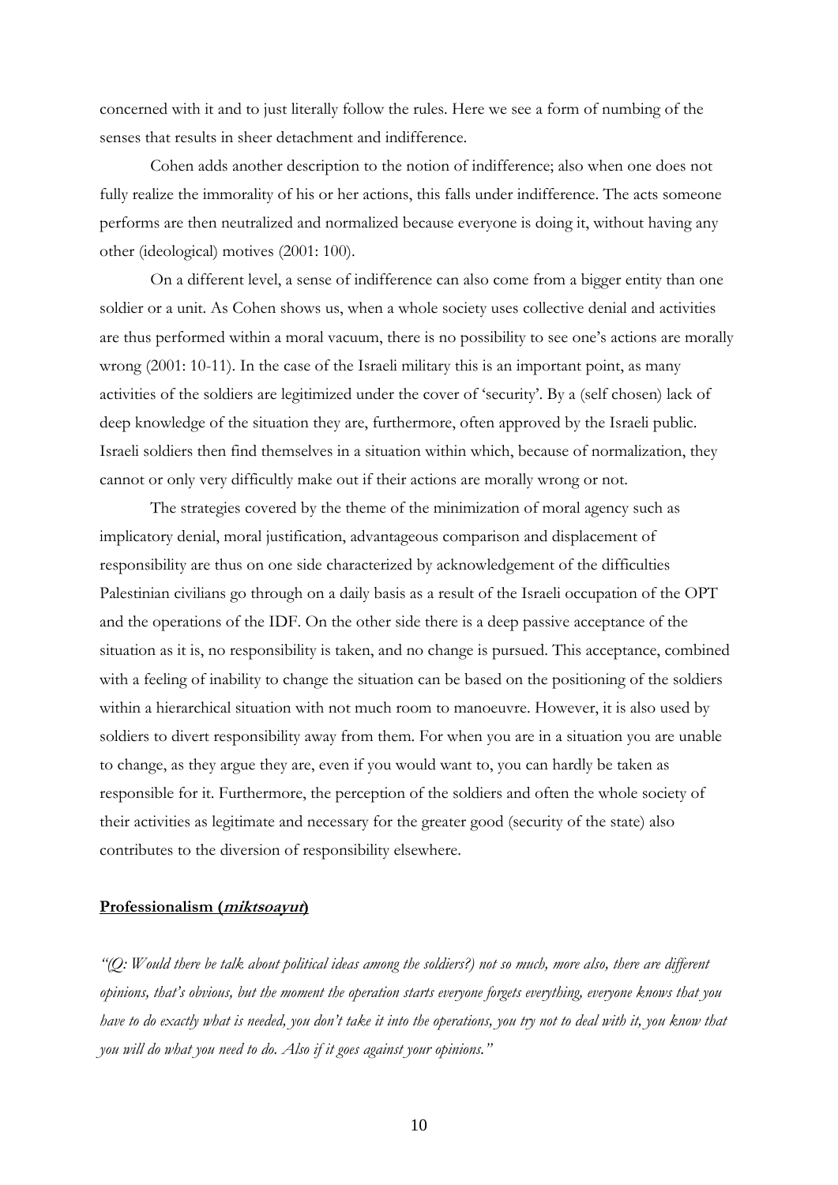concerned with it and to just literally follow the rules. Here we see a form of numbing of the senses that results in sheer detachment and indifference.

Cohen adds another description to the notion of indifference; also when one does not fully realize the immorality of his or her actions, this falls under indifference. The acts someone performs are then neutralized and normalized because everyone is doing it, without having any other (ideological) motives (2001: 100).

On a different level, a sense of indifference can also come from a bigger entity than one soldier or a unit. As Cohen shows us, when a whole society uses collective denial and activities are thus performed within a moral vacuum, there is no possibility to see one's actions are morally wrong (2001: 10-11). In the case of the Israeli military this is an important point, as many activities of the soldiers are legitimized under the cover of 'security'. By a (self chosen) lack of deep knowledge of the situation they are, furthermore, often approved by the Israeli public. Israeli soldiers then find themselves in a situation within which, because of normalization, they cannot or only very difficultly make out if their actions are morally wrong or not.

The strategies covered by the theme of the minimization of moral agency such as implicatory denial, moral justification, advantageous comparison and displacement of responsibility are thus on one side characterized by acknowledgement of the difficulties Palestinian civilians go through on a daily basis as a result of the Israeli occupation of the OPT and the operations of the IDF. On the other side there is a deep passive acceptance of the situation as it is, no responsibility is taken, and no change is pursued. This acceptance, combined with a feeling of inability to change the situation can be based on the positioning of the soldiers within a hierarchical situation with not much room to manoeuvre. However, it is also used by soldiers to divert responsibility away from them. For when you are in a situation you are unable to change, as they argue they are, even if you would want to, you can hardly be taken as responsible for it. Furthermore, the perception of the soldiers and often the whole society of their activities as legitimate and necessary for the greater good (security of the state) also contributes to the diversion of responsibility elsewhere.

**Professionalism (*miktsoayut*)**

*"(Q: Would there be talk about political ideas among the soldiers?) not so much, more also, there are different opinions, that's obvious, but the moment the operation starts everyone forgets everything, everyone knows that you have to do exactly what is needed, you don't take it into the operations, you try not to deal with it, you know that you will do what you need to do. Also if it goes against your opinions."*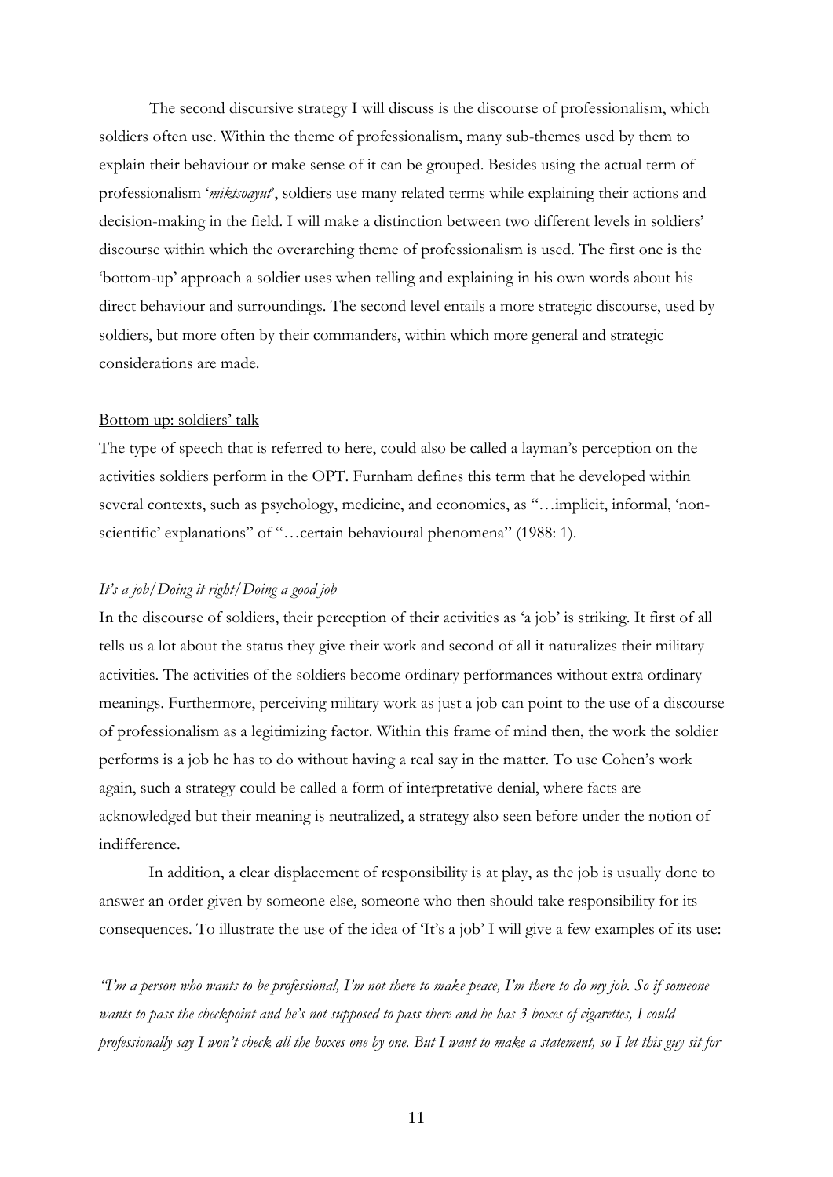The second discursive strategy I will discuss is the discourse of professionalism, which soldiers often use. Within the theme of professionalism, many sub-themes used by them to explain their behaviour or make sense of it can be grouped. Besides using the actual term of professionalism '*miktsoayut*', soldiers use many related terms while explaining their actions and decision-making in the field. I will make a distinction between two different levels in soldiers' discourse within which the overarching theme of professionalism is used. The first one is the 'bottom-up' approach a soldier uses when telling and explaining in his own words about his direct behaviour and surroundings. The second level entails a more strategic discourse, used by soldiers, but more often by their commanders, within which more general and strategic considerations are made.

<u>Bottom up: soldiers' talk</u>

The type of speech that is referred to here, could also be called a layman's perception on the activities soldiers perform in the OPT. Furnham defines this term that he developed within several contexts, such as psychology, medicine, and economics, as "…implicit, informal, 'non-scientific' explanations" of "…certain behavioural phenomena" (1988: 1).

*It's a job/Doing it right/Doing a good job*

In the discourse of soldiers, their perception of their activities as 'a job' is striking. It first of all tells us a lot about the status they give their work and second of all it naturalizes their military activities. The activities of the soldiers become ordinary performances without extra ordinary meanings. Furthermore, perceiving military work as just a job can point to the use of a discourse of professionalism as a legitimizing factor. Within this frame of mind then, the work the soldier performs is a job he has to do without having a real say in the matter. To use Cohen's work again, such a strategy could be called a form of interpretative denial, where facts are acknowledged but their meaning is neutralized, a strategy also seen before under the notion of indifference.

In addition, a clear displacement of responsibility is at play, as the job is usually done to answer an order given by someone else, someone who then should take responsibility for its consequences. To illustrate the use of the idea of 'It's a job' I will give a few examples of its use:

*"I'm a person who wants to be professional, I'm not there to make peace, I'm there to do my job. So if someone wants to pass the checkpoint and he's not supposed to pass there and he has 3 boxes of cigarettes, I could professionally say I won't check all the boxes one by one. But I want to make a statement, so I let this guy sit for*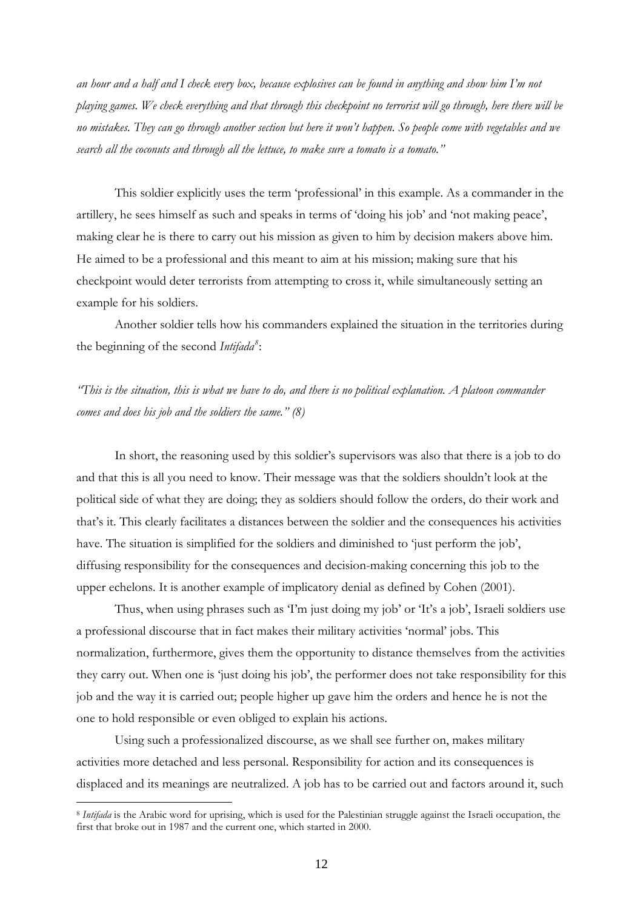*an hour and a half and I check every box, because explosives can be found in anything and show him I'm not playing games. We check everything and that through this checkpoint no terrorist will go through, here there will be no mistakes. They can go through another section but here it won't happen. So people come with vegetables and we search all the coconuts and through all the lettuce, to make sure a tomato is a tomato."*

This soldier explicitly uses the term 'professional' in this example. As a commander in the artillery, he sees himself as such and speaks in terms of 'doing his job' and 'not making peace', making clear he is there to carry out his mission as given to him by decision makers above him. He aimed to be a professional and this meant to aim at his mission; making sure that his checkpoint would deter terrorists from attempting to cross it, while simultaneously setting an example for his soldiers.

Another soldier tells how his commanders explained the situation in the territories during the beginning of the second *Intifada*[8]:

*"This is the situation, this is what we have to do, and there is no political explanation. A platoon commander comes and does his job and the soldiers the same." (8)*

In short, the reasoning used by this soldier's supervisors was also that there is a job to do and that this is all you need to know. Their message was that the soldiers shouldn't look at the political side of what they are doing; they as soldiers should follow the orders, do their work and that's it. This clearly facilitates a distances between the soldier and the consequences his activities have. The situation is simplified for the soldiers and diminished to 'just perform the job', diffusing responsibility for the consequences and decision-making concerning this job to the upper echelons. It is another example of implicatory denial as defined by Cohen (2001).

Thus, when using phrases such as 'I'm just doing my job' or 'It's a job', Israeli soldiers use a professional discourse that in fact makes their military activities 'normal' jobs. This normalization, furthermore, gives them the opportunity to distance themselves from the activities they carry out. When one is 'just doing his job', the performer does not take responsibility for this job and the way it is carried out; people higher up gave him the orders and hence he is not the one to hold responsible or even obliged to explain his actions.

Using such a professionalized discourse, as we shall see further on, makes military activities more detached and less personal. Responsibility for action and its consequences is displaced and its meanings are neutralized. A job has to be carried out and factors around it, such

[8] *Intifada* is the Arabic word for uprising, which is used for the Palestinian struggle against the Israeli occupation, the first that broke out in 1987 and the current one, which started in 2000.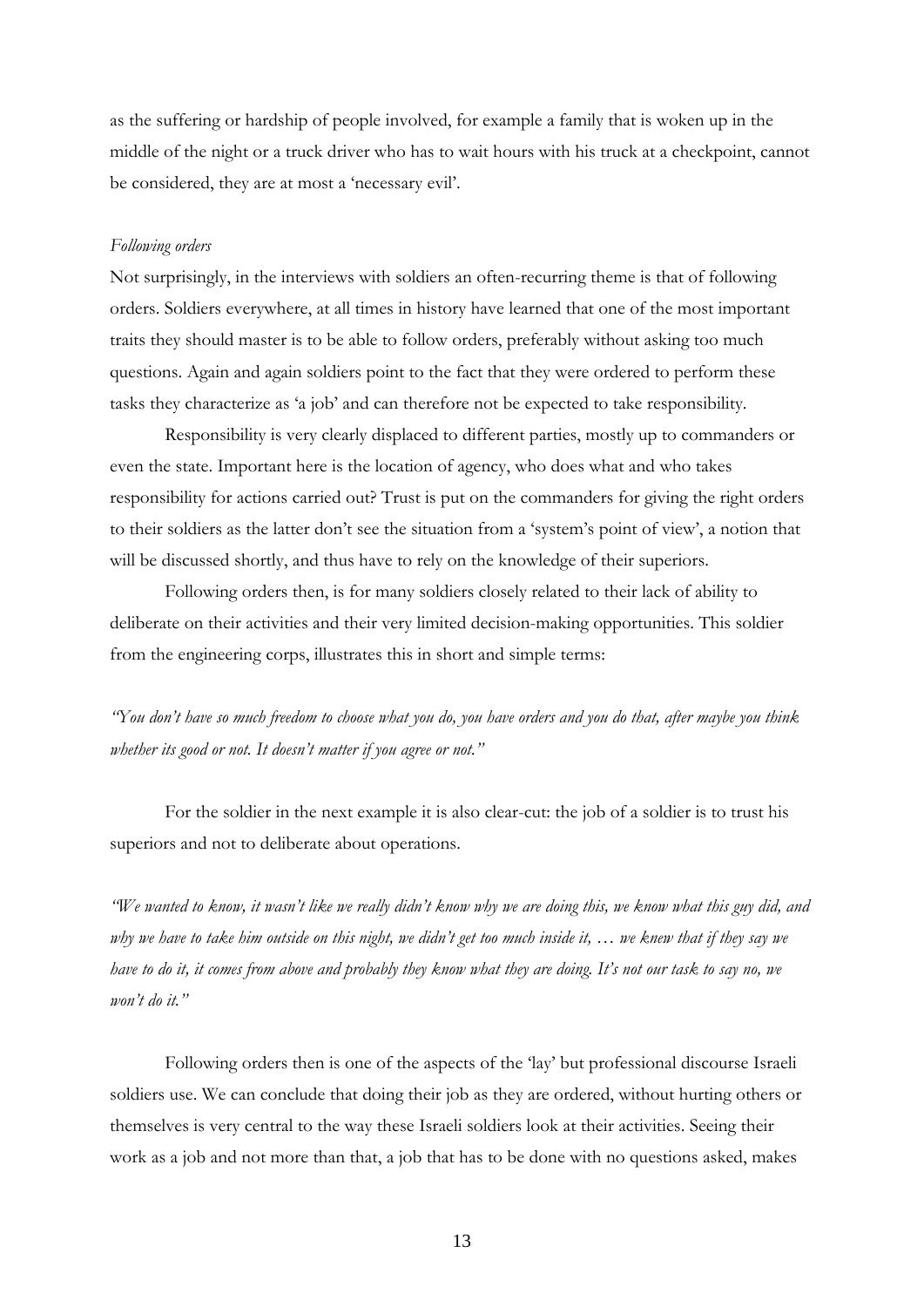as the suffering or hardship of people involved, for example a family that is woken up in the middle of the night or a truck driver who has to wait hours with his truck at a checkpoint, cannot be considered, they are at most a 'necessary evil'.

*Following orders*

Not surprisingly, in the interviews with soldiers an often-recurring theme is that of following orders. Soldiers everywhere, at all times in history have learned that one of the most important traits they should master is to be able to follow orders, preferably without asking too much questions. Again and again soldiers point to the fact that they were ordered to perform these tasks they characterize as 'a job' and can therefore not be expected to take responsibility.

Responsibility is very clearly displaced to different parties, mostly up to commanders or even the state. Important here is the location of agency, who does what and who takes responsibility for actions carried out? Trust is put on the commanders for giving the right orders to their soldiers as the latter don't see the situation from a 'system's point of view', a notion that will be discussed shortly, and thus have to rely on the knowledge of their superiors.

Following orders then, is for many soldiers closely related to their lack of ability to deliberate on their activities and their very limited decision-making opportunities. This soldier from the engineering corps, illustrates this in short and simple terms:

*"You don't have so much freedom to choose what you do, you have orders and you do that, after maybe you think whether its good or not. It doesn't matter if you agree or not."*

For the soldier in the next example it is also clear-cut: the job of a soldier is to trust his superiors and not to deliberate about operations.

*"We wanted to know, it wasn't like we really didn't know why we are doing this, we know what this guy did, and why we have to take him outside on this night, we didn't get too much inside it, … we knew that if they say we have to do it, it comes from above and probably they know what they are doing. It's not our task to say no, we won't do it."*

Following orders then is one of the aspects of the 'lay' but professional discourse Israeli soldiers use. We can conclude that doing their job as they are ordered, without hurting others or themselves is very central to the way these Israeli soldiers look at their activities. Seeing their work as a job and not more than that, a job that has to be done with no questions asked, makes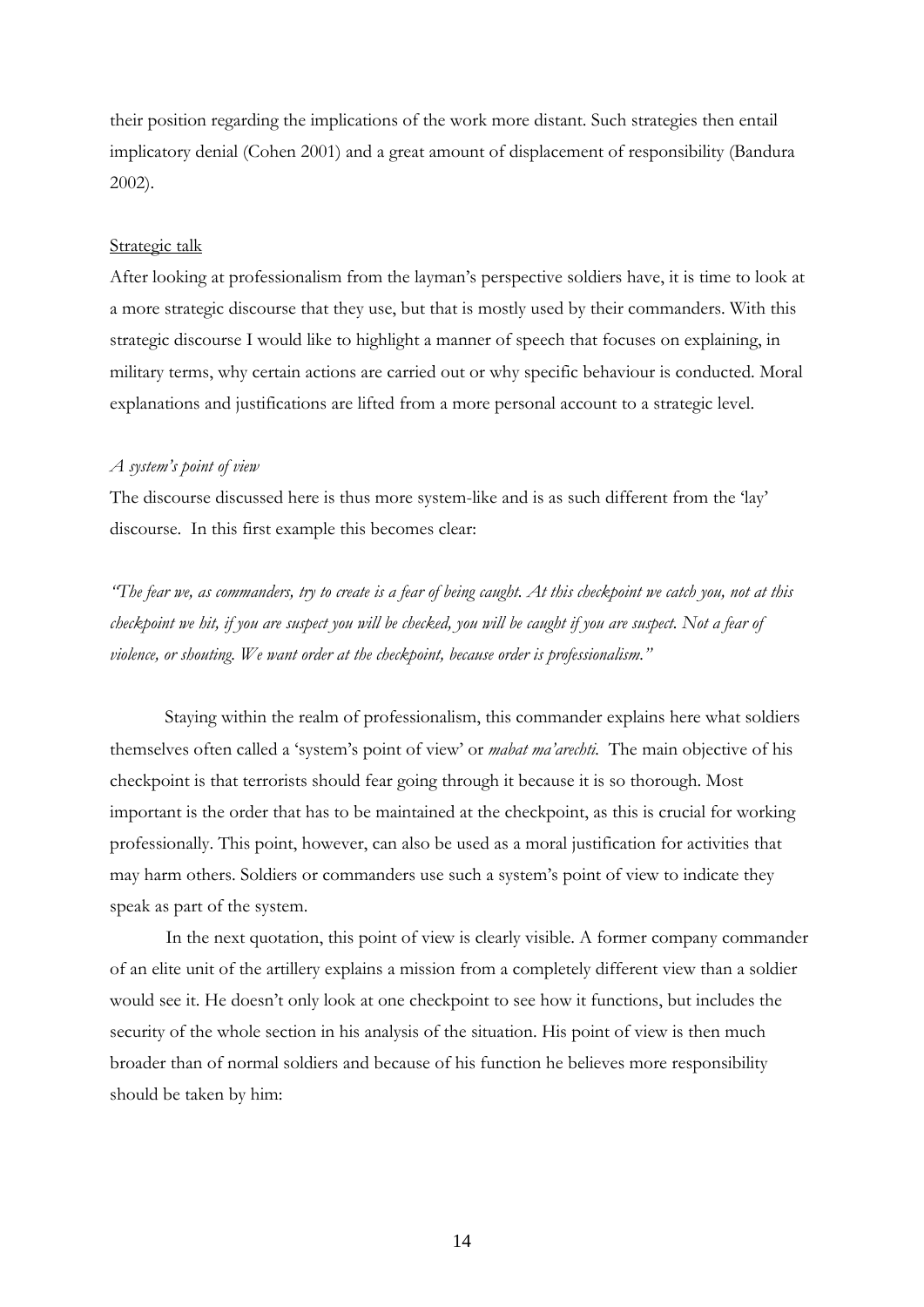their position regarding the implications of the work more distant. Such strategies then entail implicatory denial (Cohen 2001) and a great amount of displacement of responsibility (Bandura 2002).

<u>Strategic talk</u>

After looking at professionalism from the layman's perspective soldiers have, it is time to look at a more strategic discourse that they use, but that is mostly used by their commanders. With this strategic discourse I would like to highlight a manner of speech that focuses on explaining, in military terms, why certain actions are carried out or why specific behaviour is conducted. Moral explanations and justifications are lifted from a more personal account to a strategic level.

*A system's point of view*

The discourse discussed here is thus more system-like and is as such different from the 'lay' discourse. In this first example this becomes clear:

*"The fear we, as commanders, try to create is a fear of being caught. At this checkpoint we catch you, not at this checkpoint we hit, if you are suspect you will be checked, you will be caught if you are suspect. Not a fear of violence, or shouting. We want order at the checkpoint, because order is professionalism."*

Staying within the realm of professionalism, this commander explains here what soldiers themselves often called a 'system's point of view' or *mabat ma'arechti*. The main objective of his checkpoint is that terrorists should fear going through it because it is so thorough. Most important is the order that has to be maintained at the checkpoint, as this is crucial for working professionally. This point, however, can also be used as a moral justification for activities that may harm others. Soldiers or commanders use such a system's point of view to indicate they speak as part of the system.

In the next quotation, this point of view is clearly visible. A former company commander of an elite unit of the artillery explains a mission from a completely different view than a soldier would see it. He doesn't only look at one checkpoint to see how it functions, but includes the security of the whole section in his analysis of the situation. His point of view is then much broader than of normal soldiers and because of his function he believes more responsibility should be taken by him: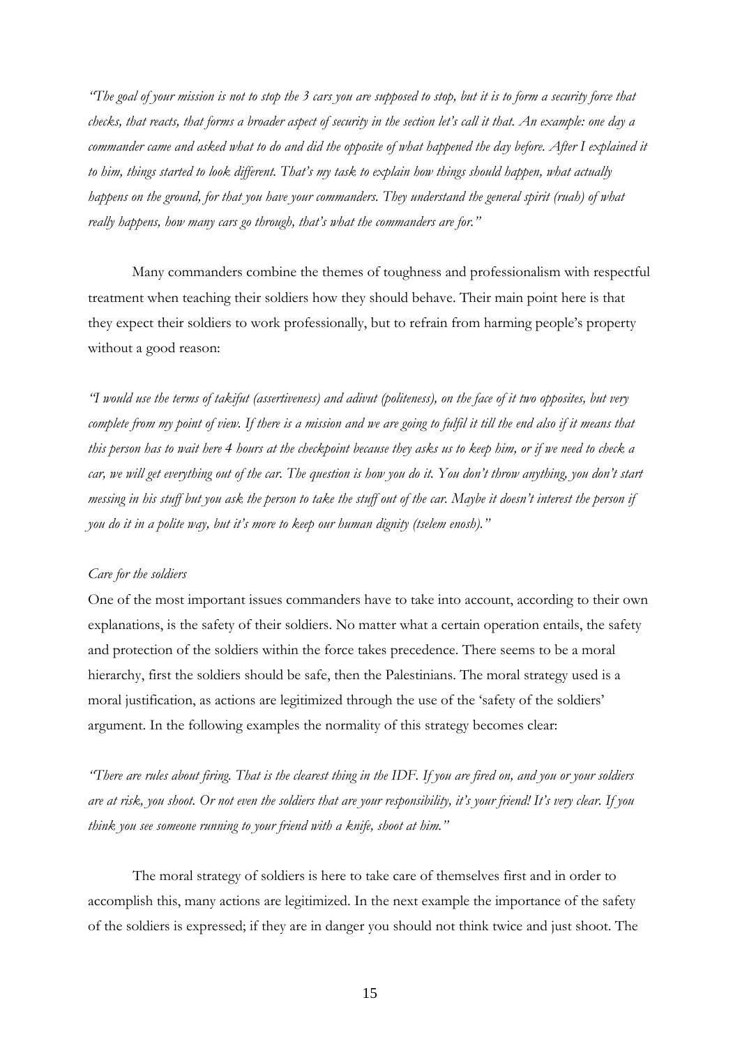*"The goal of your mission is not to stop the 3 cars you are supposed to stop, but it is to form a security force that checks, that reacts, that forms a broader aspect of security in the section let's call it that. An example: one day a commander came and asked what to do and did the opposite of what happened the day before. After I explained it to him, things started to look different. That's my task to explain how things should happen, what actually happens on the ground, for that you have your commanders. They understand the general spirit (ruah) of what really happens, how many cars go through, that's what the commanders are for."*

Many commanders combine the themes of toughness and professionalism with respectful treatment when teaching their soldiers how they should behave. Their main point here is that they expect their soldiers to work professionally, but to refrain from harming people's property without a good reason:

*"I would use the terms of takifut (assertiveness) and adivut (politeness), on the face of it two opposites, but very complete from my point of view. If there is a mission and we are going to fulfil it till the end also if it means that this person has to wait here 4 hours at the checkpoint because they asks us to keep him, or if we need to check a car, we will get everything out of the car. The question is how you do it. You don't throw anything, you don't start messing in his stuff but you ask the person to take the stuff out of the car. Maybe it doesn't interest the person if you do it in a polite way, but it's more to keep our human dignity (tselem enosh)."*

*Care for the soldiers*

One of the most important issues commanders have to take into account, according to their own explanations, is the safety of their soldiers. No matter what a certain operation entails, the safety and protection of the soldiers within the force takes precedence. There seems to be a moral hierarchy, first the soldiers should be safe, then the Palestinians. The moral strategy used is a moral justification, as actions are legitimized through the use of the 'safety of the soldiers' argument. In the following examples the normality of this strategy becomes clear:

*"There are rules about firing. That is the clearest thing in the IDF. If you are fired on, and you or your soldiers are at risk, you shoot. Or not even the soldiers that are your responsibility, it's your friend! It's very clear. If you think you see someone running to your friend with a knife, shoot at him."*

The moral strategy of soldiers is here to take care of themselves first and in order to accomplish this, many actions are legitimized. In the next example the importance of the safety of the soldiers is expressed; if they are in danger you should not think twice and just shoot. The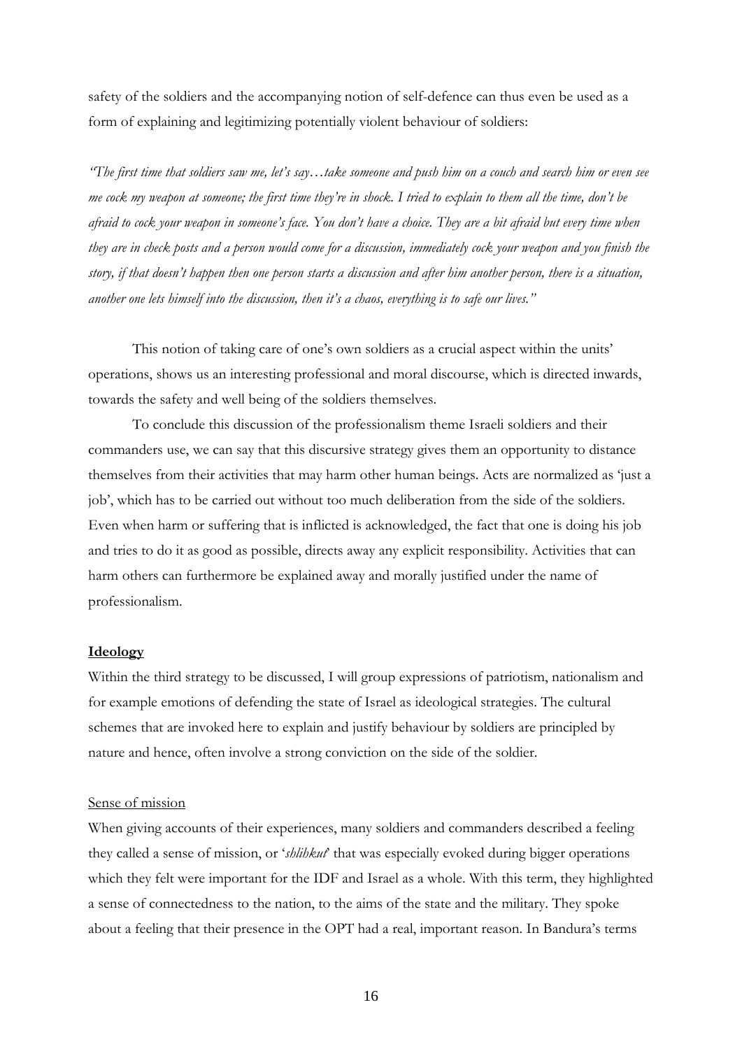safety of the soldiers and the accompanying notion of self-defence can thus even be used as a form of explaining and legitimizing potentially violent behaviour of soldiers:

*"The first time that soldiers saw me, let's say…take someone and push him on a couch and search him or even see me cock my weapon at someone; the first time they're in shock. I tried to explain to them all the time, don't be afraid to cock your weapon in someone's face. You don't have a choice. They are a bit afraid but every time when they are in check posts and a person would come for a discussion, immediately cock your weapon and you finish the story, if that doesn't happen then one person starts a discussion and after him another person, there is a situation, another one lets himself into the discussion, then it's a chaos, everything is to safe our lives."*

This notion of taking care of one's own soldiers as a crucial aspect within the units' operations, shows us an interesting professional and moral discourse, which is directed inwards, towards the safety and well being of the soldiers themselves.

To conclude this discussion of the professionalism theme Israeli soldiers and their commanders use, we can say that this discursive strategy gives them an opportunity to distance themselves from their activities that may harm other human beings. Acts are normalized as 'just a job', which has to be carried out without too much deliberation from the side of the soldiers. Even when harm or suffering that is inflicted is acknowledged, the fact that one is doing his job and tries to do it as good as possible, directs away any explicit responsibility. Activities that can harm others can furthermore be explained away and morally justified under the name of professionalism.

## Ideology

Within the third strategy to be discussed, I will group expressions of patriotism, nationalism and for example emotions of defending the state of Israel as ideological strategies. The cultural schemes that are invoked here to explain and justify behaviour by soldiers are principled by nature and hence, often involve a strong conviction on the side of the soldier.

### Sense of mission

When giving accounts of their experiences, many soldiers and commanders described a feeling they called a sense of mission, or '*shlihkut*' that was especially evoked during bigger operations which they felt were important for the IDF and Israel as a whole. With this term, they highlighted a sense of connectedness to the nation, to the aims of the state and the military. They spoke about a feeling that their presence in the OPT had a real, important reason. In Bandura's terms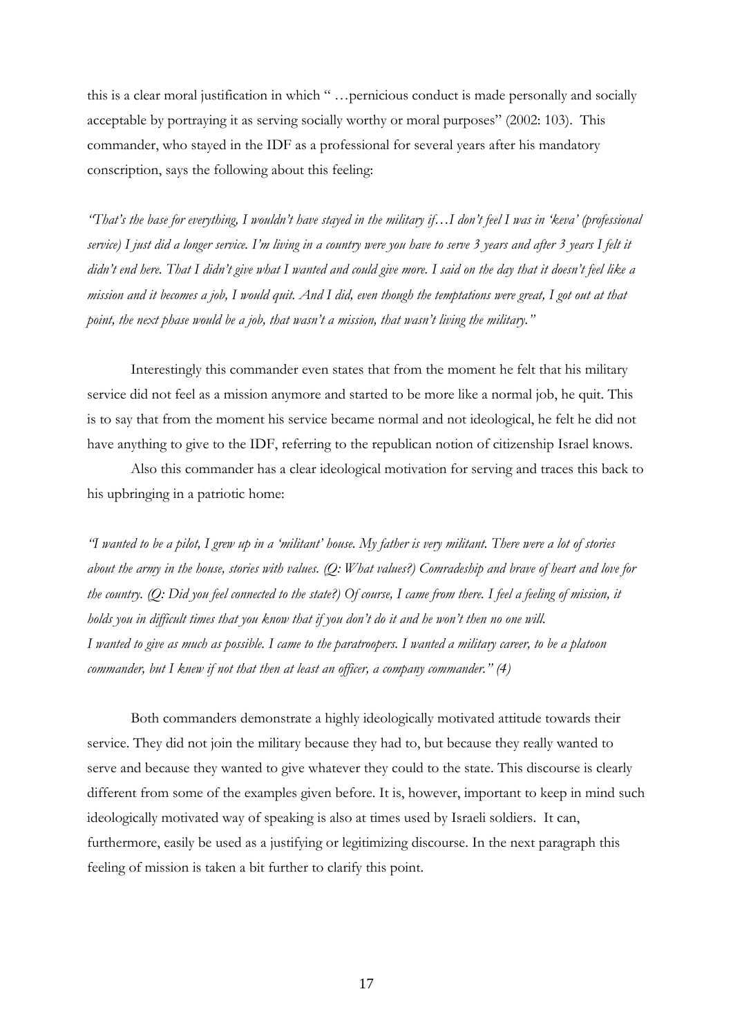this is a clear moral justification in which " …pernicious conduct is made personally and socially acceptable by portraying it as serving socially worthy or moral purposes" (2002: 103). This commander, who stayed in the IDF as a professional for several years after his mandatory conscription, says the following about this feeling:

*"That's the base for everything, I wouldn't have stayed in the military if…I don't feel I was in 'keva' (professional service) I just did a longer service. I'm living in a country were you have to serve 3 years and after 3 years I felt it didn't end here. That I didn't give what I wanted and could give more. I said on the day that it doesn't feel like a mission and it becomes a job, I would quit. And I did, even though the temptations were great, I got out at that point, the next phase would be a job, that wasn't a mission, that wasn't living the military."*

Interestingly this commander even states that from the moment he felt that his military service did not feel as a mission anymore and started to be more like a normal job, he quit. This is to say that from the moment his service became normal and not ideological, he felt he did not have anything to give to the IDF, referring to the republican notion of citizenship Israel knows.

Also this commander has a clear ideological motivation for serving and traces this back to his upbringing in a patriotic home:

*"I wanted to be a pilot, I grew up in a 'militant' house. My father is very militant. There were a lot of stories about the army in the house, stories with values. (Q: What values?) Comradeship and brave of heart and love for the country. (Q: Did you feel connected to the state?) Of course, I came from there. I feel a feeling of mission, it holds you in difficult times that you know that if you don't do it and he won't then no one will.*
*I wanted to give as much as possible. I came to the paratroopers. I wanted a military career, to be a platoon commander, but I knew if not that then at least an officer, a company commander." (4)*

Both commanders demonstrate a highly ideologically motivated attitude towards their service. They did not join the military because they had to, but because they really wanted to serve and because they wanted to give whatever they could to the state. This discourse is clearly different from some of the examples given before. It is, however, important to keep in mind such ideologically motivated way of speaking is also at times used by Israeli soldiers. It can, furthermore, easily be used as a justifying or legitimizing discourse. In the next paragraph this feeling of mission is taken a bit further to clarify this point.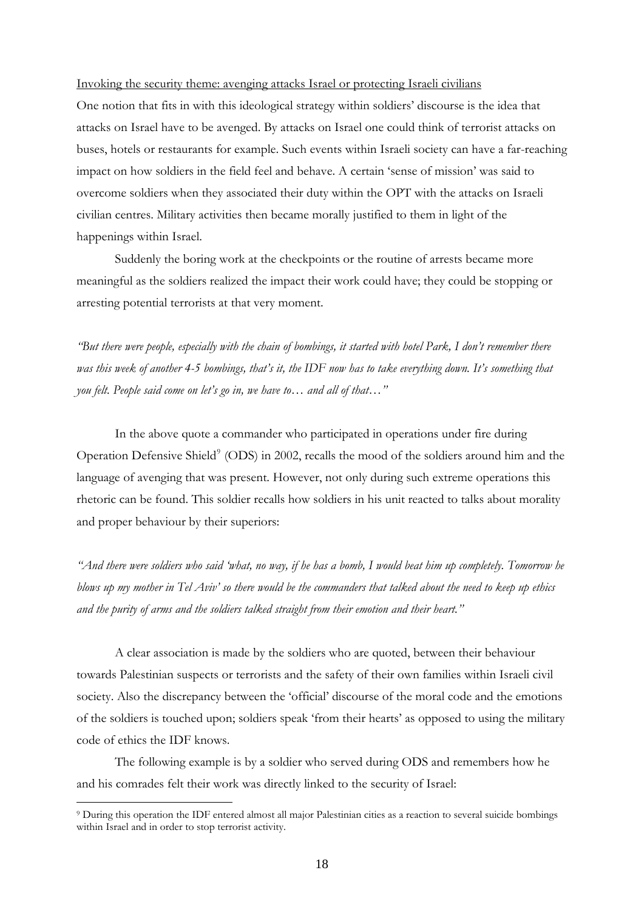<u>Invoking the security theme: avenging attacks Israel or protecting Israeli civilians</u>

One notion that fits in with this ideological strategy within soldiers' discourse is the idea that attacks on Israel have to be avenged. By attacks on Israel one could think of terrorist attacks on buses, hotels or restaurants for example. Such events within Israeli society can have a far-reaching impact on how soldiers in the field feel and behave. A certain 'sense of mission' was said to overcome soldiers when they associated their duty within the OPT with the attacks on Israeli civilian centres. Military activities then became morally justified to them in light of the happenings within Israel.

Suddenly the boring work at the checkpoints or the routine of arrests became more meaningful as the soldiers realized the impact their work could have; they could be stopping or arresting potential terrorists at that very moment.

*"But there were people, especially with the chain of bombings, it started with hotel Park, I don't remember there was this week of another 4-5 bombings, that's it, the IDF now has to take everything down. It's something that you felt. People said come on let's go in, we have to… and all of that…"*

In the above quote a commander who participated in operations under fire during Operation Defensive Shield[9] (ODS) in 2002, recalls the mood of the soldiers around him and the language of avenging that was present. However, not only during such extreme operations this rhetoric can be found. This soldier recalls how soldiers in his unit reacted to talks about morality and proper behaviour by their superiors:

*"And there were soldiers who said 'what, no way, if he has a bomb, I would beat him up completely. Tomorrow he blows up my mother in Tel Aviv' so there would be the commanders that talked about the need to keep up ethics and the purity of arms and the soldiers talked straight from their emotion and their heart."*

A clear association is made by the soldiers who are quoted, between their behaviour towards Palestinian suspects or terrorists and the safety of their own families within Israeli civil society. Also the discrepancy between the 'official' discourse of the moral code and the emotions of the soldiers is touched upon; soldiers speak 'from their hearts' as opposed to using the military code of ethics the IDF knows.

The following example is by a soldier who served during ODS and remembers how he and his comrades felt their work was directly linked to the security of Israel:

[9] During this operation the IDF entered almost all major Palestinian cities as a reaction to several suicide bombings within Israel and in order to stop terrorist activity.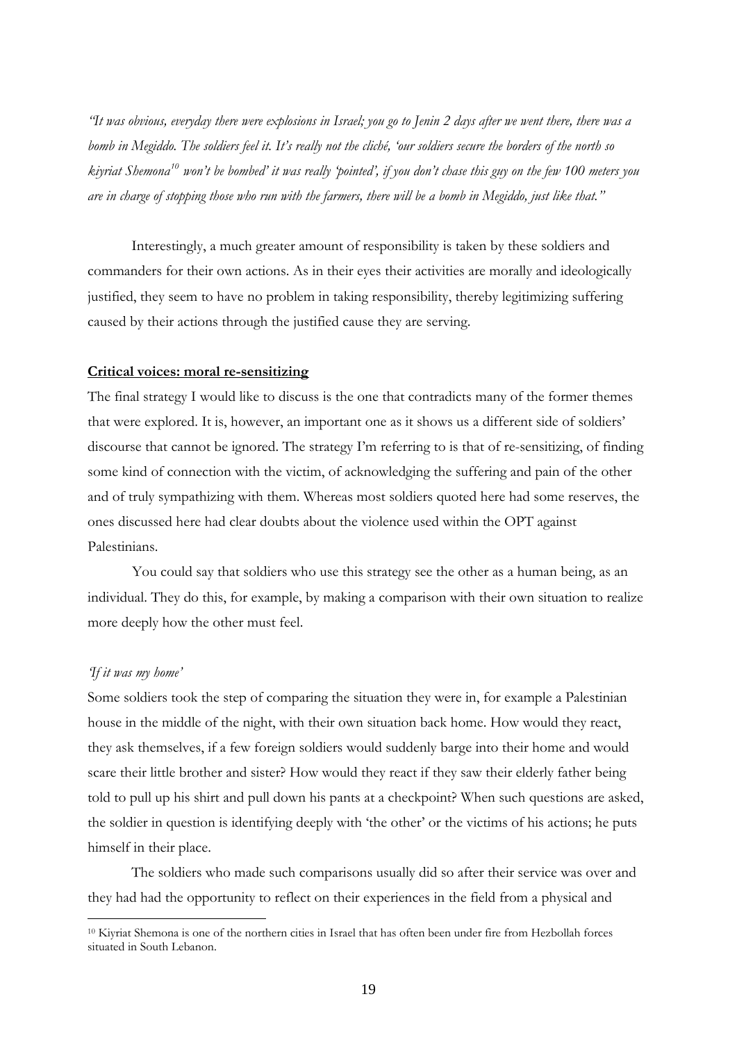*"It was obvious, everyday there were explosions in Israel; you go to Jenin 2 days after we went there, there was a bomb in Megiddo. The soldiers feel it. It's really not the cliché, 'our soldiers secure the borders of the north so kiyriat Shemona[10] won't be bombed' it was really 'pointed', if you don't chase this guy on the few 100 meters you are in charge of stopping those who run with the farmers, there will be a bomb in Megiddo, just like that."*

Interestingly, a much greater amount of responsibility is taken by these soldiers and commanders for their own actions. As in their eyes their activities are morally and ideologically justified, they seem to have no problem in taking responsibility, thereby legitimizing suffering caused by their actions through the justified cause they are serving.

## Critical voices: moral re-sensitizing

The final strategy I would like to discuss is the one that contradicts many of the former themes that were explored. It is, however, an important one as it shows us a different side of soldiers' discourse that cannot be ignored. The strategy I'm referring to is that of re-sensitizing, of finding some kind of connection with the victim, of acknowledging the suffering and pain of the other and of truly sympathizing with them. Whereas most soldiers quoted here had some reserves, the ones discussed here had clear doubts about the violence used within the OPT against Palestinians.

You could say that soldiers who use this strategy see the other as a human being, as an individual. They do this, for example, by making a comparison with their own situation to realize more deeply how the other must feel.

### *'If it was my home'*

Some soldiers took the step of comparing the situation they were in, for example a Palestinian house in the middle of the night, with their own situation back home. How would they react, they ask themselves, if a few foreign soldiers would suddenly barge into their home and would scare their little brother and sister? How would they react if they saw their elderly father being told to pull up his shirt and pull down his pants at a checkpoint? When such questions are asked, the soldier in question is identifying deeply with 'the other' or the victims of his actions; he puts himself in their place.

The soldiers who made such comparisons usually did so after their service was over and they had had the opportunity to reflect on their experiences in the field from a physical and

---

[10] Kiyriat Shemona is one of the northern cities in Israel that has often been under fire from Hezbollah forces situated in South Lebanon.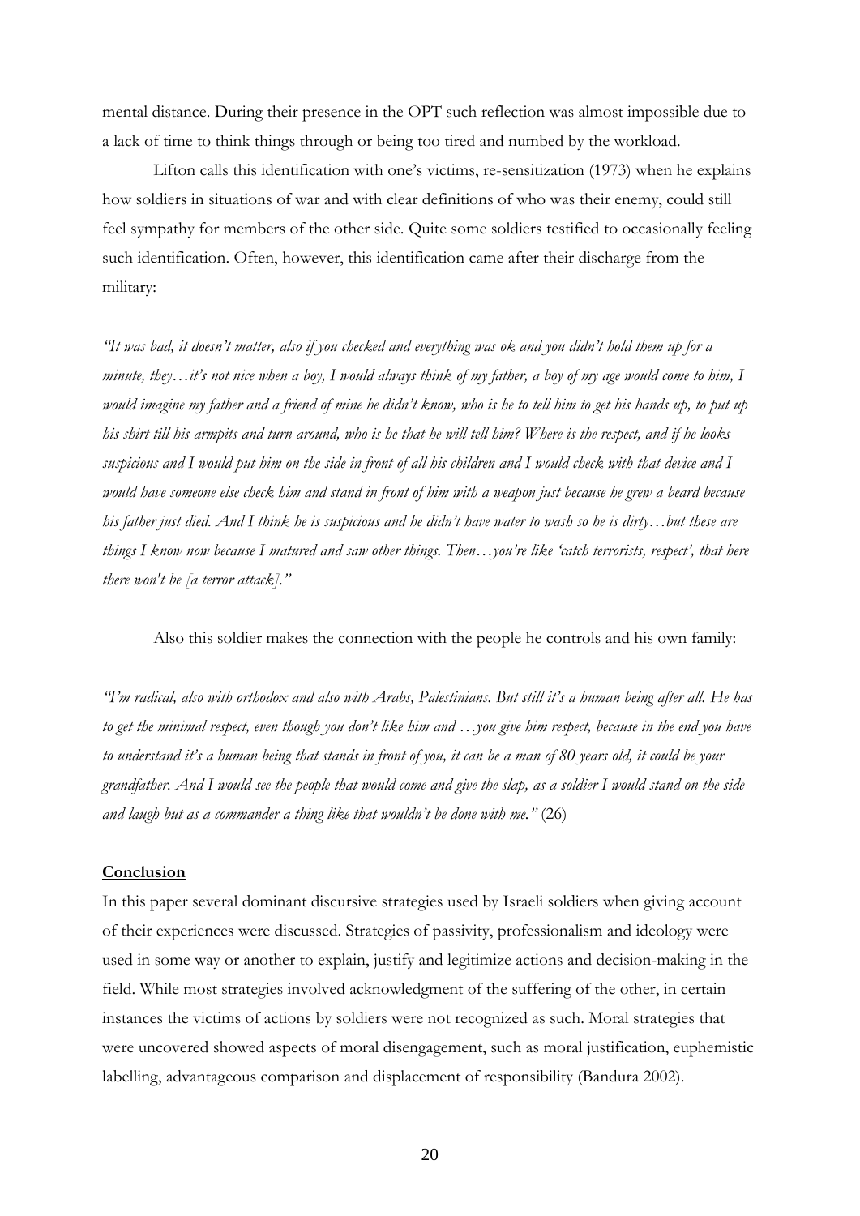mental distance. During their presence in the OPT such reflection was almost impossible due to a lack of time to think things through or being too tired and numbed by the workload.

Lifton calls this identification with one's victims, re-sensitization (1973) when he explains how soldiers in situations of war and with clear definitions of who was their enemy, could still feel sympathy for members of the other side. Quite some soldiers testified to occasionally feeling such identification. Often, however, this identification came after their discharge from the military:

*"It was bad, it doesn't matter, also if you checked and everything was ok and you didn't hold them up for a minute, they…it's not nice when a boy, I would always think of my father, a boy of my age would come to him, I would imagine my father and a friend of mine he didn't know, who is he to tell him to get his hands up, to put up his shirt till his armpits and turn around, who is he that he will tell him? Where is the respect, and if he looks suspicious and I would put him on the side in front of all his children and I would check with that device and I would have someone else check him and stand in front of him with a weapon just because he grew a beard because his father just died. And I think he is suspicious and he didn't have water to wash so he is dirty…but these are things I know now because I matured and saw other things. Then…you're like 'catch terrorists, respect', that here there won't be [a terror attack]."*

Also this soldier makes the connection with the people he controls and his own family:

*"I'm radical, also with orthodox and also with Arabs, Palestinians. But still it's a human being after all. He has to get the minimal respect, even though you don't like him and …you give him respect, because in the end you have to understand it's a human being that stands in front of you, it can be a man of 80 years old, it could be your grandfather. And I would see the people that would come and give the slap, as a soldier I would stand on the side and laugh but as a commander a thing like that wouldn't be done with me."* (26)

## Conclusion

In this paper several dominant discursive strategies used by Israeli soldiers when giving account of their experiences were discussed. Strategies of passivity, professionalism and ideology were used in some way or another to explain, justify and legitimize actions and decision-making in the field. While most strategies involved acknowledgment of the suffering of the other, in certain instances the victims of actions by soldiers were not recognized as such. Moral strategies that were uncovered showed aspects of moral disengagement, such as moral justification, euphemistic labelling, advantageous comparison and displacement of responsibility (Bandura 2002).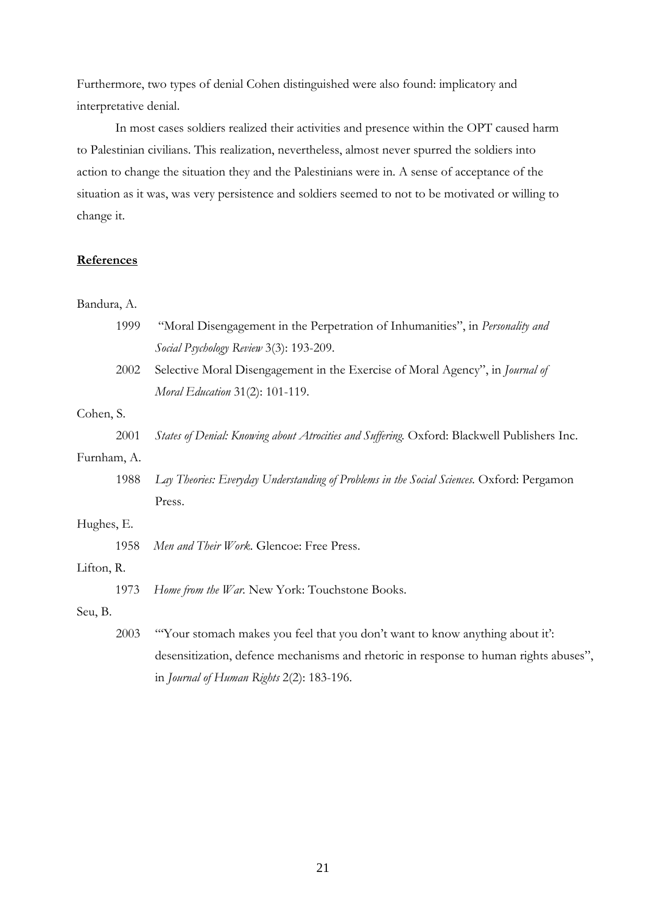Furthermore, two types of denial Cohen distinguished were also found: implicatory and interpretative denial.

In most cases soldiers realized their activities and presence within the OPT caused harm to Palestinian civilians. This realization, nevertheless, almost never spurred the soldiers into action to change the situation they and the Palestinians were in. A sense of acceptance of the situation as it was, was very persistence and soldiers seemed to not to be motivated or willing to change it.

## References

Bandura, A.

1999 "Moral Disengagement in the Perpetration of Inhumanities", in *Personality and Social Psychology Review* 3(3): 193-209.

2002 Selective Moral Disengagement in the Exercise of Moral Agency", in *Journal of Moral Education* 31(2): 101-119.

Cohen, S.

2001 *States of Denial: Knowing about Atrocities and Suffering.* Oxford: Blackwell Publishers Inc.

Furnham, A.

1988 *Lay Theories: Everyday Understanding of Problems in the Social Sciences.* Oxford: Pergamon Press.

Hughes, E.

1958 *Men and Their Work.* Glencoe: Free Press.

Lifton, R.

1973 *Home from the War.* New York: Touchstone Books.

Seu, B.

2003 "'Your stomach makes you feel that you don't want to know anything about it': desensitization, defence mechanisms and rhetoric in response to human rights abuses", in *Journal of Human Rights* 2(2): 183-196.